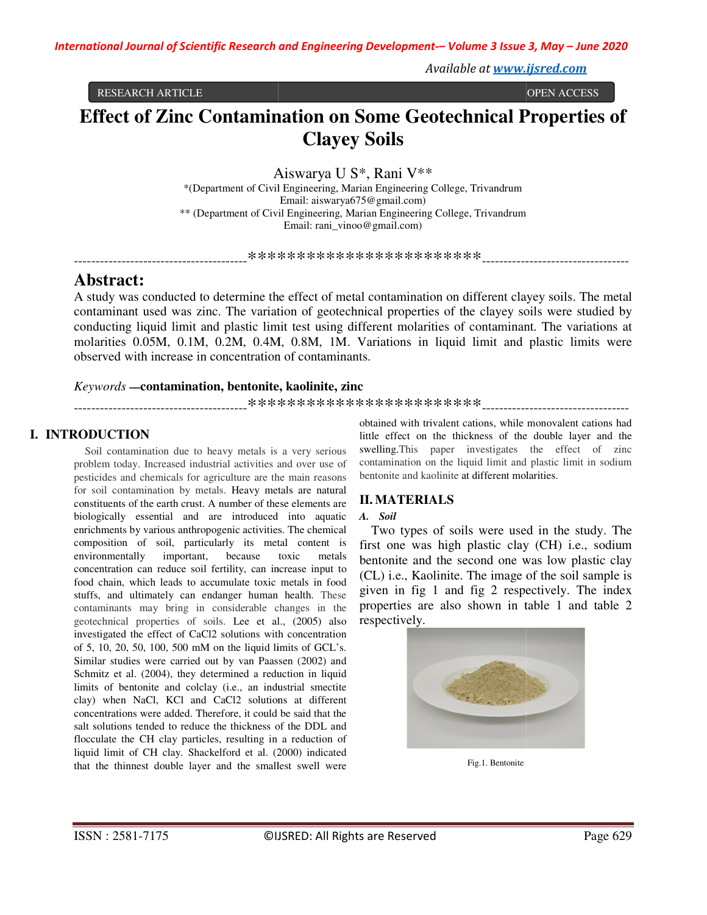RESEARCH ARTICLE OPEN ACCESS

# Effect of Zinc Contamination on Some Geotechnical Properties of Clayey Soils

Aiswarya U S*, Rani V**

*(Department of Civil Engineering, Marian Engineering College, Trivandrum
Email: aiswarya675@gmail.com)

** (Department of Civil Engineering, Marian Engineering College, Trivandrum
Email: rani_vinoo@gmail.com)

----------------------------------------************************----------------------------------

## Abstract:

A study was conducted to determine the effect of metal contamination on different clayey soils. The metal contaminant used was zinc. The variation of geotechnical properties of the clayey soils were studied by conducting liquid limit and plastic limit test using different molarities of contaminant. The variations at molarities 0.05M, 0.1M, 0.2M, 0.4M, 0.8M, 1M. Variations in liquid limit and plastic limits were observed with increase in concentration of contaminants.

*Keywords* **—contamination, bentonite, kaolinite, zinc**

----------------------------------------************************----------------------------------

## I. INTRODUCTION

Soil contamination due to heavy metals is a very serious problem today. Increased industrial activities and over use of pesticides and chemicals for agriculture are the main reasons for soil contamination by metals. Heavy metals are natural constituents of the earth crust. A number of these elements are biologically essential and are introduced into aquatic enrichments by various anthropogenic activities. The chemical composition of soil, particularly its metal content is environmentally important, because toxic metals concentration can reduce soil fertility, can increase input to food chain, which leads to accumulate toxic metals in food stuffs, and ultimately can endanger human health. These contaminants may bring in considerable changes in the geotechnical properties of soils. Lee et al., (2005) also investigated the effect of $CaCl_2$ solutions with concentration of 5, 10, 20, 50, 100, 500 mM on the liquid limits of GCL's. Similar studies were carried out by van Paassen (2002) and Schmitz et al. (2004), they determined a reduction in liquid limits of bentonite and colclay (i.e., an industrial smectite clay) when NaCl, KCl and $CaCl_2$ solutions at different concentrations were added. Therefore, it could be said that the salt solutions tended to reduce the thickness of the DDL and flocculate the CH clay particles, resulting in a reduction of liquid limit of CH clay. Shackelford et al. (2000) indicated that the thinnest double layer and the smallest swell were obtained with trivalent cations, while monovalent cations had little effect on the thickness of the double layer and the swelling.This paper investigates the effect of zinc contamination on the liquid limit and plastic limit in sodium bentonite and kaolinite at different molarities.

## II. MATERIALS

### A. Soil

Two types of soils were used in the study. The first one was high plastic clay (CH) i.e., sodium bentonite and the second one was low plastic clay (CL) i.e., Kaolinite. The image of the soil sample is given in fig 1 and fig 2 respectively. The index properties are also shown in table 1 and table 2 respectively.

Fig.1. Bentonite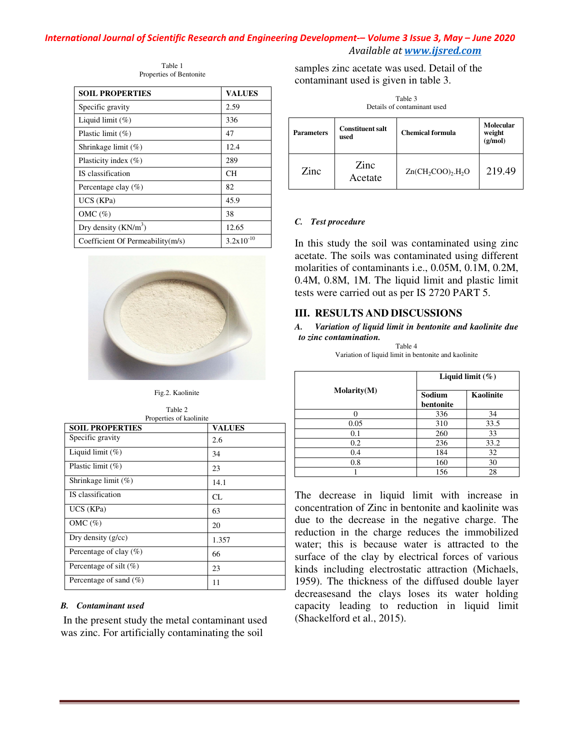Table 1
Properties of Bentonite

| SOIL PROPERTIES | VALUES |
|---|---|
| Specific gravity | 2.59 |
| Liquid limit (%) | 336 |
| Plastic limit (%) | 47 |
| Shrinkage limit (%) | 12.4 |
| Plasticity index (%) | 289 |
| IS classification | CH |
| Percentage clay (%) | 82 |
| UCS (KPa) | 45.9 |
| OMC (%) | 38 |
| Dry density ($KN/m^3$) | 12.65 |
| Coefficient Of Permeability(m/s) | $3.2\times10^{-10}$ |

Fig.2. Kaolinite

Table 2
Properties of kaolinite

| SOIL PROPERTIES | VALUES |
|---|---|
| Specific gravity | 2.6 |
| Liquid limit (%) | 34 |
| Plastic limit (%) | 23 |
| Shrinkage limit (%) | 14.1 |
| IS classification | CL |
| UCS (KPa) | 63 |
| OMC (%) | 20 |
| Dry density (g/cc) | 1.357 |
| Percentage of clay (%) | 66 |
| Percentage of silt (%) | 23 |
| Percentage of sand (%) | 11 |

### B. *Contaminant used*

In the present study the metal contaminant used was zinc. For artificially contaminating the soil samples zinc acetate was used. Detail of the contaminant used is given in table 3.

Table 3
Details of contaminant used

| Parameters | Constituent salt used | Chemical formula | Molecular weight (g/mol) |
|---|---|---|---|
| Zinc | Zinc Acetate | $Zn(CH_2COO)_2.H_2O$ | 219.49 |

### C. *Test procedure*

In this study the soil was contaminated using zinc acetate. The soils was contaminated using different molarities of contaminants i.e., 0.05M, 0.1M, 0.2M, 0.4M, 0.8M, 1M. The liquid limit and plastic limit tests were carried out as per IS 2720 PART 5.

## III. RESULTS AND DISCUSSIONS

### A. *Variation of liquid limit in bentonite and kaolinite due to zinc contamination.*

Table 4
Variation of liquid limit in bentonite and kaolinite

| Molarity(M) | Liquid limit (%) | |
|---|---|---|
| | Sodium bentonite | Kaolinite |
| 0 | 336 | 34 |
| 0.05 | 310 | 33.5 |
| 0.1 | 260 | 33 |
| 0.2 | 236 | 33.2 |
| 0.4 | 184 | 32 |
| 0.8 | 160 | 30 |
| 1 | 156 | 28 |

The decrease in liquid limit with increase in concentration of Zinc in bentonite and kaolinite was due to the decrease in the negative charge. The reduction in the charge reduces the immobilized water; this is because water is attracted to the surface of the clay by electrical forces of various kinds including electrostatic attraction (Michaels, 1959). The thickness of the diffused double layer decreasesand the clays loses its water holding capacity leading to reduction in liquid limit (Shackelford et al., 2015).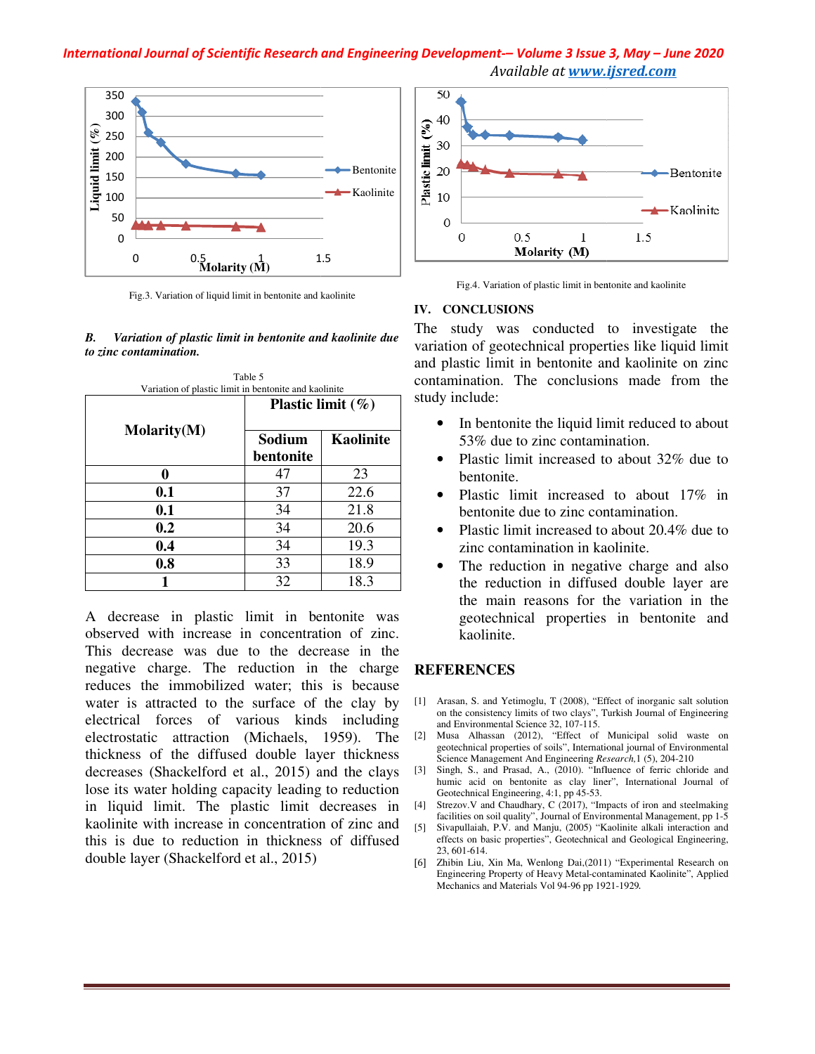350
300
250
200
150
100
50
0

Liquid limit (%)

0 0.5 1 1.5

Molarity (M)

Bentonite
Kaolinite

Fig.3. Variation of liquid limit in bentonite and kaolinite

### *B. Variation of plastic limit in bentonite and kaolinite due to zinc contamination.*

Table 5
Variation of plastic limit in bentonite and kaolinite

| Molarity(M) | Plastic limit (%) | |
|---|---|---|
| | **Sodium bentonite** | **Kaolinite** |
| **0** | 47 | 23 |
| **0.1** | 37 | 22.6 |
| **0.1** | 34 | 21.8 |
| **0.2** | 34 | 20.6 |
| **0.4** | 34 | 19.3 |
| **0.8** | 33 | 18.9 |
| **1** | 32 | 18.3 |

A decrease in plastic limit in bentonite was observed with increase in concentration of zinc. This decrease was due to the decrease in the negative charge. The reduction in the charge reduces the immobilized water; this is because water is attracted to the surface of the clay by electrical forces of various kinds including electrostatic attraction (Michaels, 1959). The thickness of the diffused double layer thickness decreases (Shackelford et al., 2015) and the clays lose its water holding capacity leading to reduction in liquid limit. The plastic limit decreases in kaolinite with increase in concentration of zinc and this is due to reduction in thickness of diffused double layer (Shackelford et al., 2015)

50
40
30
20
10
0

Plastic limit (%)

0 0.5 1 1.5

Molarity (M)

Bentonite
Kaolinite

Fig.4. Variation of plastic limit in bentonite and kaolinite

## IV. CONCLUSIONS

The study was conducted to investigate the variation of geotechnical properties like liquid limit and plastic limit in bentonite and kaolinite on zinc contamination. The conclusions made from the study include:

- In bentonite the liquid limit reduced to about 53% due to zinc contamination.
- Plastic limit increased to about 32% due to bentonite.
- Plastic limit increased to about 17% in bentonite due to zinc contamination.
- Plastic limit increased to about 20.4% due to zinc contamination in kaolinite.
- The reduction in negative charge and also the reduction in diffused double layer are the main reasons for the variation in the geotechnical properties in bentonite and kaolinite.

## REFERENCES

[1] Arasan, S. and Yetimoglu, T (2008), "Effect of inorganic salt solution on the consistency limits of two clays", Turkish Journal of Engineering and Environmental Science 32, 107-115.

[2] Musa Alhassan (2012), "Effect of Municipal solid waste on geotechnical properties of soils", International journal of Environmental Science Management And Engineering *Research*,1 (5), 204-210

[3] Singh, S., and Prasad, A., (2010). "Influence of ferric chloride and humic acid on bentonite as clay liner", International Journal of Geotechnical Engineering, 4:1, pp 45-53.

[4] Strezov.V and Chaudhary, C (2017), "Impacts of iron and steelmaking facilities on soil quality", Journal of Environmental Management, pp 1-5

[5] Sivapullaiah, P.V. and Manju, (2005) "Kaolinite alkali interaction and effects on basic properties", Geotechnical and Geological Engineering, 23, 601-614.

[6] Zhibin Liu, Xin Ma, Wenlong Dai,(2011) "Experimental Research on Engineering Property of Heavy Metal-contaminated Kaolinite", Applied Mechanics and Materials Vol 94-96 pp 1921-1929.